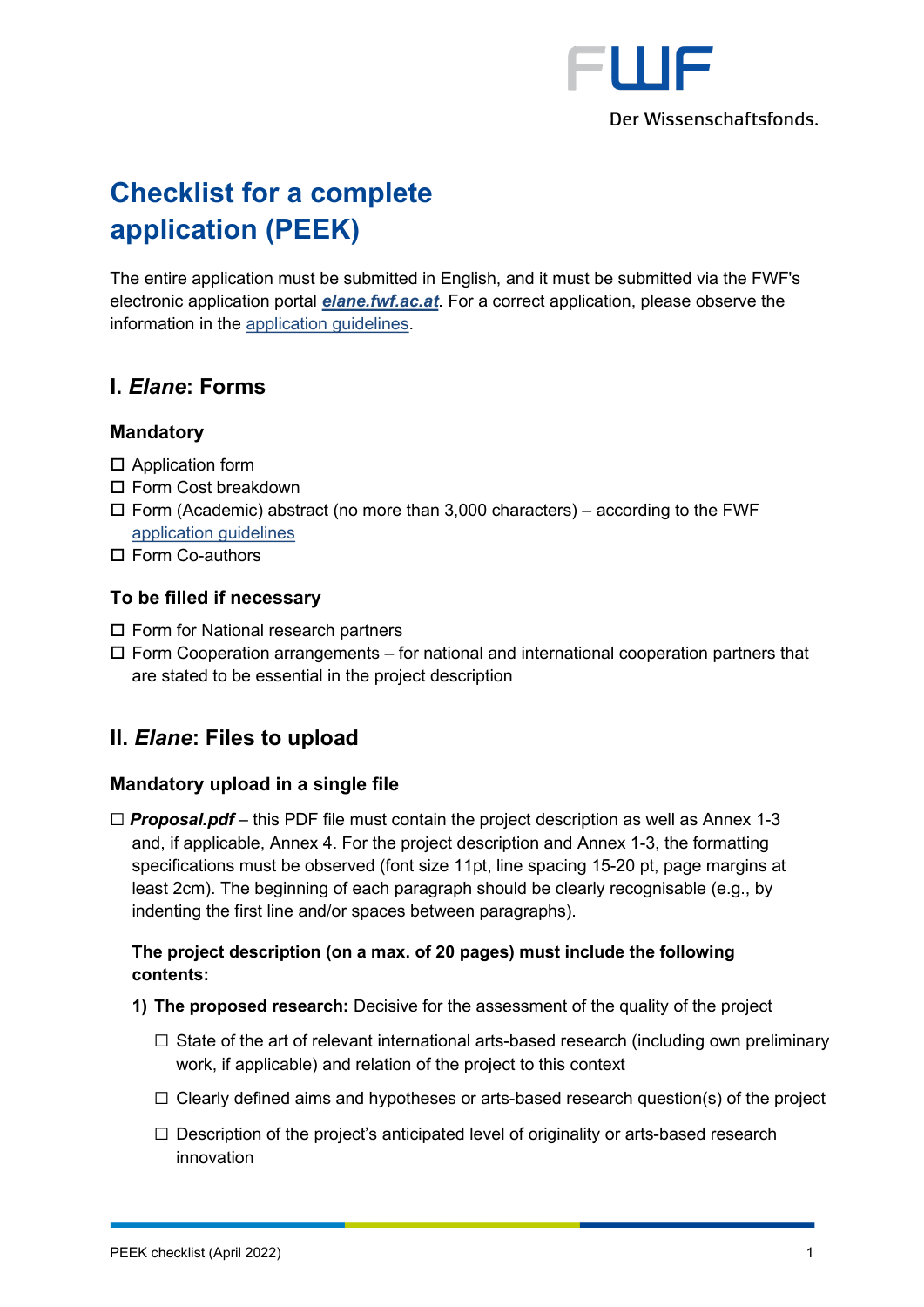# Checklist for a complete application (PEEK)

The entire application must be submitted in English, and it must be submitted via the FWF's electronic application portal ***elane.fwf.ac.at***. For a correct application, please observe the information in the application guidelines.

## I. *Elane*: Forms

### Mandatory

- ☐ Application form
- ☐ Form Cost breakdown
- ☐ Form (Academic) abstract (no more than 3,000 characters) – according to the FWF application guidelines
- ☐ Form Co-authors

### To be filled if necessary

- ☐ Form for National research partners
- ☐ Form Cooperation arrangements – for national and international cooperation partners that are stated to be essential in the project description

## II. *Elane*: Files to upload

### Mandatory upload in a single file

☐ ***Proposal.pdf*** – this PDF file must contain the project description as well as Annex 1-3 and, if applicable, Annex 4. For the project description and Annex 1-3, the formatting specifications must be observed (font size 11pt, line spacing 15-20 pt, page margins at least 2cm). The beginning of each paragraph should be clearly recognisable (e.g., by indenting the first line and/or spaces between paragraphs).

**The project description (on a max. of 20 pages) must include the following contents:**

1) **The proposed research:** Decisive for the assessment of the quality of the project

   - ☐ State of the art of relevant international arts-based research (including own preliminary work, if applicable) and relation of the project to this context
   - ☐ Clearly defined aims and hypotheses or arts-based research question(s) of the project
   - ☐ Description of the project's anticipated level of originality or arts-based research innovation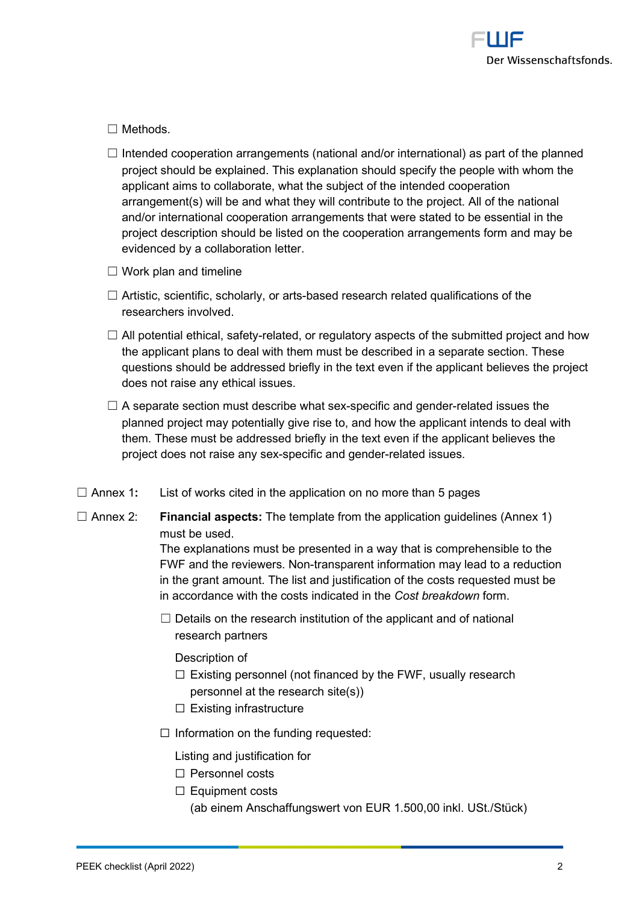- ☐ Methods.
- ☐ Intended cooperation arrangements (national and/or international) as part of the planned project should be explained. This explanation should specify the people with whom the applicant aims to collaborate, what the subject of the intended cooperation arrangement(s) will be and what they will contribute to the project. All of the national and/or international cooperation arrangements that were stated to be essential in the project description should be listed on the cooperation arrangements form and may be evidenced by a collaboration letter.
- ☐ Work plan and timeline
- ☐ Artistic, scientific, scholarly, or arts-based research related qualifications of the researchers involved.
- ☐ All potential ethical, safety-related, or regulatory aspects of the submitted project and how the applicant plans to deal with them must be described in a separate section. These questions should be addressed briefly in the text even if the applicant believes the project does not raise any ethical issues.
- ☐ A separate section must describe what sex-specific and gender-related issues the planned project may potentially give rise to, and how the applicant intends to deal with them. These must be addressed briefly in the text even if the applicant believes the project does not raise any sex-specific and gender-related issues.

☐ Annex 1**:** List of works cited in the application on no more than 5 pages

☐ Annex 2: **Financial aspects:** The template from the application guidelines (Annex 1) must be used.
The explanations must be presented in a way that is comprehensible to the FWF and the reviewers. Non-transparent information may lead to a reduction in the grant amount. The list and justification of the costs requested must be in accordance with the costs indicated in the *Cost breakdown* form.

- ☐ Details on the research institution of the applicant and of national research partners

  Description of
  - ☐ Existing personnel (not financed by the FWF, usually research personnel at the research site(s))
  - ☐ Existing infrastructure

- ☐ Information on the funding requested:

  Listing and justification for
  - ☐ Personnel costs
  - ☐ Equipment costs
    (ab einem Anschaffungswert von EUR 1.500,00 inkl. USt./Stück)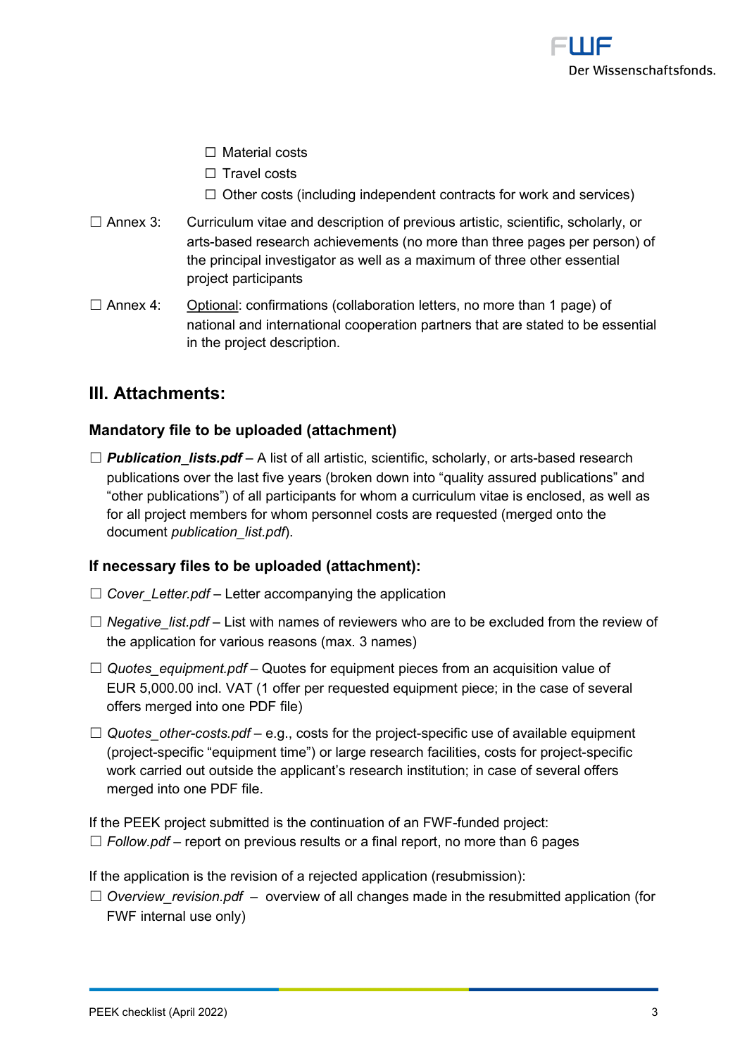☐ Material costs
☐ Travel costs
☐ Other costs (including independent contracts for work and services)

☐ Annex 3: Curriculum vitae and description of previous artistic, scientific, scholarly, or arts-based research achievements (no more than three pages per person) of the principal investigator as well as a maximum of three other essential project participants

☐ Annex 4: <u>Optional</u>: confirmations (collaboration letters, no more than 1 page) of national and international cooperation partners that are stated to be essential in the project description.

## III. Attachments:

### Mandatory file to be uploaded (attachment)

☐ ***Publication_lists.pdf*** – A list of all artistic, scientific, scholarly, or arts-based research publications over the last five years (broken down into "quality assured publications" and "other publications") of all participants for whom a curriculum vitae is enclosed, as well as for all project members for whom personnel costs are requested (merged onto the document *publication_list.pdf*).

### If necessary files to be uploaded (attachment):

☐ *Cover_Letter.pdf* – Letter accompanying the application

☐ *Negative_list.pdf* – List with names of reviewers who are to be excluded from the review of the application for various reasons (max. 3 names)

☐ *Quotes_equipment.pdf* – Quotes for equipment pieces from an acquisition value of EUR 5,000.00 incl. VAT (1 offer per requested equipment piece; in the case of several offers merged into one PDF file)

☐ *Quotes_other-costs.pdf* – e.g., costs for the project-specific use of available equipment (project-specific "equipment time") or large research facilities, costs for project-specific work carried out outside the applicant's research institution; in case of several offers merged into one PDF file.

If the PEEK project submitted is the continuation of an FWF-funded project:
☐ *Follow.pdf* – report on previous results or a final report, no more than 6 pages

If the application is the revision of a rejected application (resubmission):
☐ *Overview_revision.pdf* – overview of all changes made in the resubmitted application (for FWF internal use only)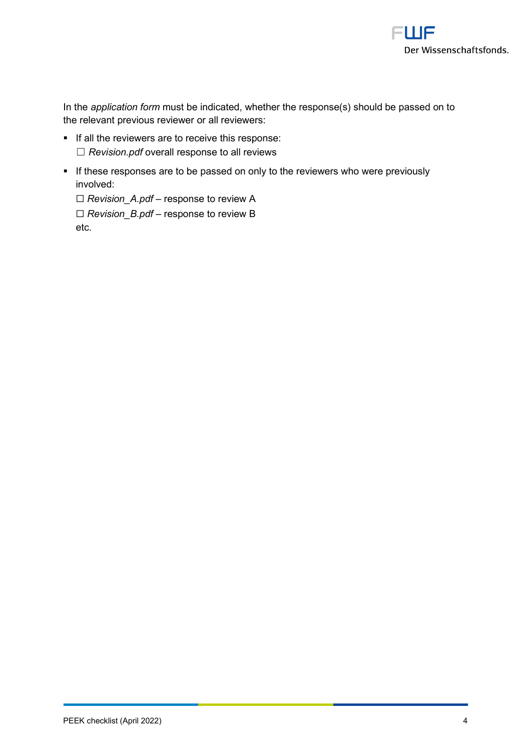In the *application form* must be indicated, whether the response(s) should be passed on to the relevant previous reviewer or all reviewers:

- If all the reviewers are to receive this response:
  ☐ *Revision.pdf* overall response to all reviews
- If these responses are to be passed on only to the reviewers who were previously involved:
  ☐ *Revision_A.pdf* – response to review A
  ☐ *Revision_B.pdf* – response to review B
  etc.